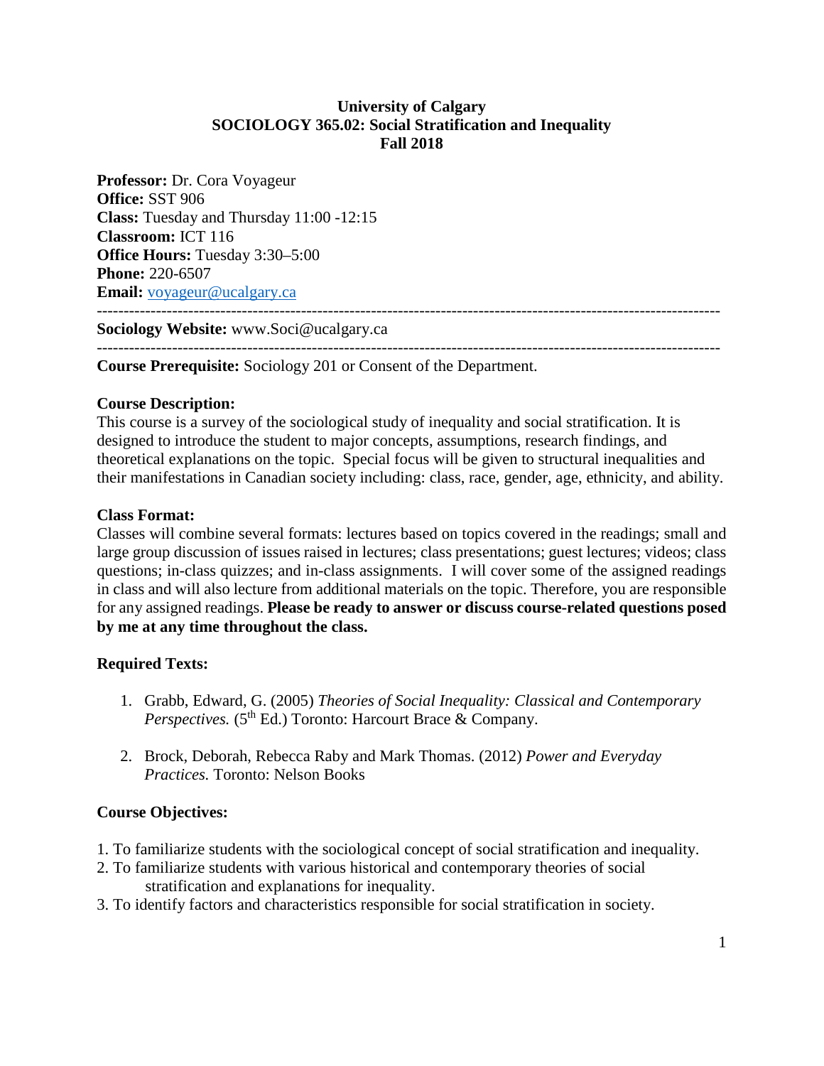**University of Calgary**
**SOCIOLOGY 365.02: Social Stratification and Inequality**
**Fall 2018**

**Professor:** Dr. Cora Voyageur
**Office:** SST 906
**Class:** Tuesday and Thursday 11:00 -12:15
**Classroom:** ICT 116
**Office Hours:** Tuesday 3:30–5:00
**Phone:** 220-6507
**Email:** voyageur@ucalgary.ca

---

**Sociology Website:** www.Soci@ucalgary.ca

---

**Course Prerequisite:** Sociology 201 or Consent of the Department.

**Course Description:**
This course is a survey of the sociological study of inequality and social stratification. It is designed to introduce the student to major concepts, assumptions, research findings, and theoretical explanations on the topic. Special focus will be given to structural inequalities and their manifestations in Canadian society including: class, race, gender, age, ethnicity, and ability.

**Class Format:**
Classes will combine several formats: lectures based on topics covered in the readings; small and large group discussion of issues raised in lectures; class presentations; guest lectures; videos; class questions; in-class quizzes; and in-class assignments. I will cover some of the assigned readings in class and will also lecture from additional materials on the topic. Therefore, you are responsible for any assigned readings. **Please be ready to answer or discuss course-related questions posed by me at any time throughout the class.**

**Required Texts:**

1. Grabb, Edward, G. (2005) *Theories of Social Inequality: Classical and Contemporary Perspectives.* (5th Ed.) Toronto: Harcourt Brace & Company.

2. Brock, Deborah, Rebecca Raby and Mark Thomas. (2012) *Power and Everyday Practices.* Toronto: Nelson Books

**Course Objectives:**

1. To familiarize students with the sociological concept of social stratification and inequality.
2. To familiarize students with various historical and contemporary theories of social stratification and explanations for inequality.
3. To identify factors and characteristics responsible for social stratification in society.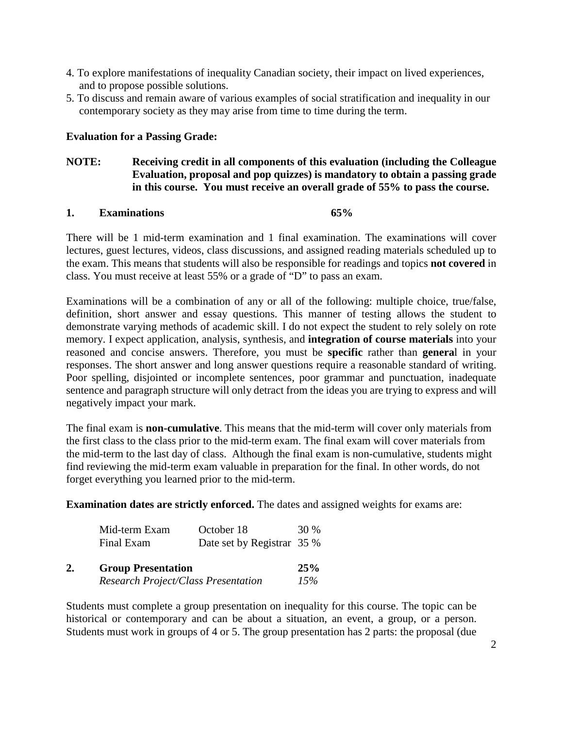4. To explore manifestations of inequality Canadian society, their impact on lived experiences, and to propose possible solutions.
5. To discuss and remain aware of various examples of social stratification and inequality in our contemporary society as they may arise from time to time during the term.

**Evaluation for a Passing Grade:**

**NOTE: Receiving credit in all components of this evaluation (including the Colleague Evaluation, proposal and pop quizzes) is mandatory to obtain a passing grade in this course. You must receive an overall grade of 55% to pass the course.**

**1. Examinations 65%**

There will be 1 mid-term examination and 1 final examination. The examinations will cover lectures, guest lectures, videos, class discussions, and assigned reading materials scheduled up to the exam. This means that students will also be responsible for readings and topics **not covered** in class. You must receive at least 55% or a grade of "D" to pass an exam.

Examinations will be a combination of any or all of the following: multiple choice, true/false, definition, short answer and essay questions. This manner of testing allows the student to demonstrate varying methods of academic skill. I do not expect the student to rely solely on rote memory. I expect application, analysis, synthesis, and **integration of course materials** into your reasoned and concise answers. Therefore, you must be **specific** rather than **genera**l in your responses. The short answer and long answer questions require a reasonable standard of writing. Poor spelling, disjointed or incomplete sentences, poor grammar and punctuation, inadequate sentence and paragraph structure will only detract from the ideas you are trying to express and will negatively impact your mark.

The final exam is **non-cumulative**. This means that the mid-term will cover only materials from the first class to the class prior to the mid-term exam. The final exam will cover materials from the mid-term to the last day of class. Although the final exam is non-cumulative, students might find reviewing the mid-term exam valuable in preparation for the final. In other words, do not forget everything you learned prior to the mid-term.

**Examination dates are strictly enforced.** The dates and assigned weights for exams are:

| | | |
|---|---|---|
| Mid-term Exam | October 18 | 30 % |
| Final Exam | Date set by Registrar | 35 % |

**2. Group Presentation 25%**

*Research Project/Class Presentation 15%*

Students must complete a group presentation on inequality for this course. The topic can be historical or contemporary and can be about a situation, an event, a group, or a person. Students must work in groups of 4 or 5. The group presentation has 2 parts: the proposal (due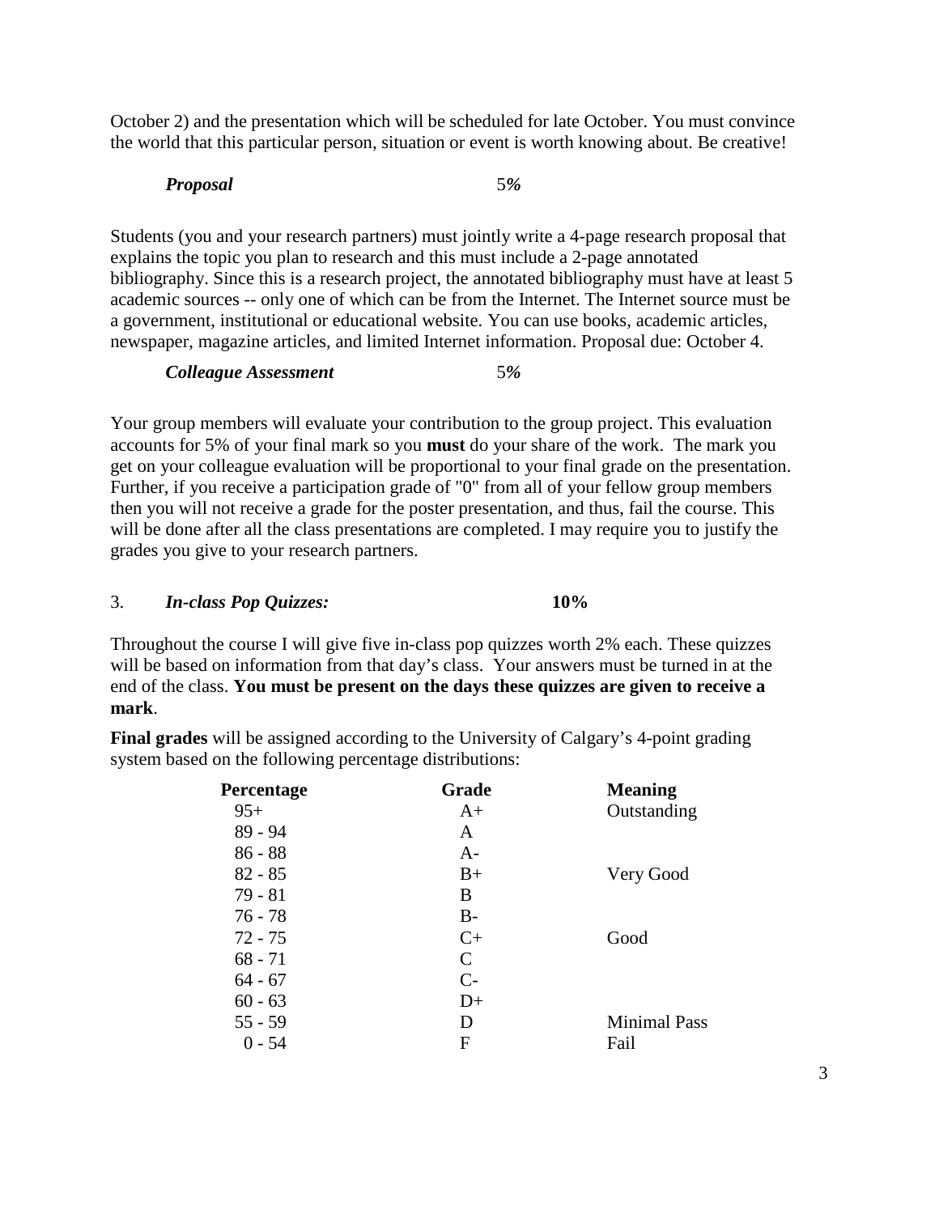October 2) and the presentation which will be scheduled for late October. You must convince the world that this particular person, situation or event is worth knowing about. Be creative!

***Proposal*** 5*%*

Students (you and your research partners) must jointly write a 4-page research proposal that explains the topic you plan to research and this must include a 2-page annotated bibliography. Since this is a research project, the annotated bibliography must have at least 5 academic sources -- only one of which can be from the Internet. The Internet source must be a government, institutional or educational website. You can use books, academic articles, newspaper, magazine articles, and limited Internet information. Proposal due: October 4.

***Colleague Assessment*** 5*%*

Your group members will evaluate your contribution to the group project. This evaluation accounts for 5% of your final mark so you **must** do your share of the work. The mark you get on your colleague evaluation will be proportional to your final grade on the presentation. Further, if you receive a participation grade of "0" from all of your fellow group members then you will not receive a grade for the poster presentation, and thus, fail the course. This will be done after all the class presentations are completed. I may require you to justify the grades you give to your research partners.

3. ***In-class Pop Quizzes:*** **10%**

Throughout the course I will give five in-class pop quizzes worth 2% each. These quizzes will be based on information from that day's class. Your answers must be turned in at the end of the class. **You must be present on the days these quizzes are given to receive a mark**.

**Final grades** will be assigned according to the University of Calgary's 4-point grading system based on the following percentage distributions:

| Percentage | Grade | Meaning |
| --- | --- | --- |
| 95+ | A+ | Outstanding |
| 89 - 94 | A | |
| 86 - 88 | A- | |
| 82 - 85 | B+ | Very Good |
| 79 - 81 | B | |
| 76 - 78 | B- | |
| 72 - 75 | C+ | Good |
| 68 - 71 | C | |
| 64 - 67 | C- | |
| 60 - 63 | D+ | |
| 55 - 59 | D | Minimal Pass |
| 0 - 54 | F | Fail |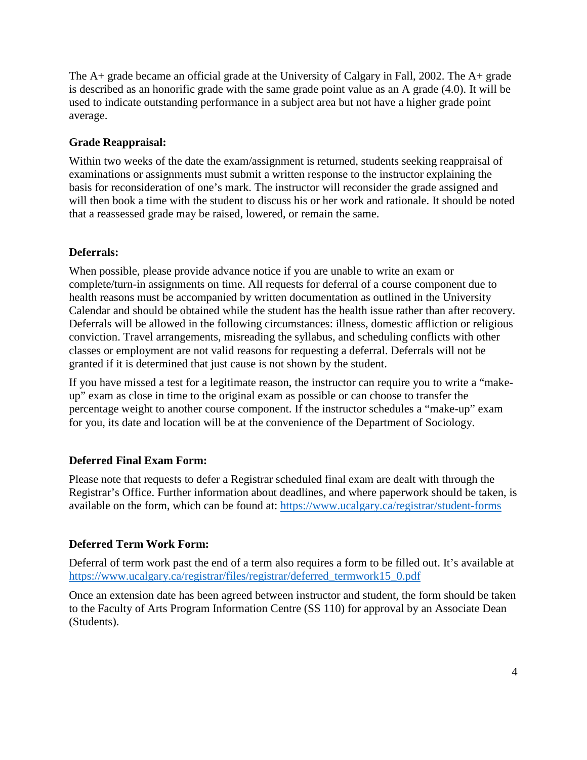The A+ grade became an official grade at the University of Calgary in Fall, 2002. The A+ grade is described as an honorific grade with the same grade point value as an A grade (4.0). It will be used to indicate outstanding performance in a subject area but not have a higher grade point average.

### Grade Reappraisal:

Within two weeks of the date the exam/assignment is returned, students seeking reappraisal of examinations or assignments must submit a written response to the instructor explaining the basis for reconsideration of one's mark. The instructor will reconsider the grade assigned and will then book a time with the student to discuss his or her work and rationale. It should be noted that a reassessed grade may be raised, lowered, or remain the same.

### Deferrals:

When possible, please provide advance notice if you are unable to write an exam or complete/turn-in assignments on time. All requests for deferral of a course component due to health reasons must be accompanied by written documentation as outlined in the University Calendar and should be obtained while the student has the health issue rather than after recovery. Deferrals will be allowed in the following circumstances: illness, domestic affliction or religious conviction. Travel arrangements, misreading the syllabus, and scheduling conflicts with other classes or employment are not valid reasons for requesting a deferral. Deferrals will not be granted if it is determined that just cause is not shown by the student.

If you have missed a test for a legitimate reason, the instructor can require you to write a "make-up" exam as close in time to the original exam as possible or can choose to transfer the percentage weight to another course component. If the instructor schedules a "make-up" exam for you, its date and location will be at the convenience of the Department of Sociology.

### Deferred Final Exam Form:

Please note that requests to defer a Registrar scheduled final exam are dealt with through the Registrar's Office. Further information about deadlines, and where paperwork should be taken, is available on the form, which can be found at: https://www.ucalgary.ca/registrar/student-forms

### Deferred Term Work Form:

Deferral of term work past the end of a term also requires a form to be filled out. It's available at https://www.ucalgary.ca/registrar/files/registrar/deferred_termwork15_0.pdf

Once an extension date has been agreed between instructor and student, the form should be taken to the Faculty of Arts Program Information Centre (SS 110) for approval by an Associate Dean (Students).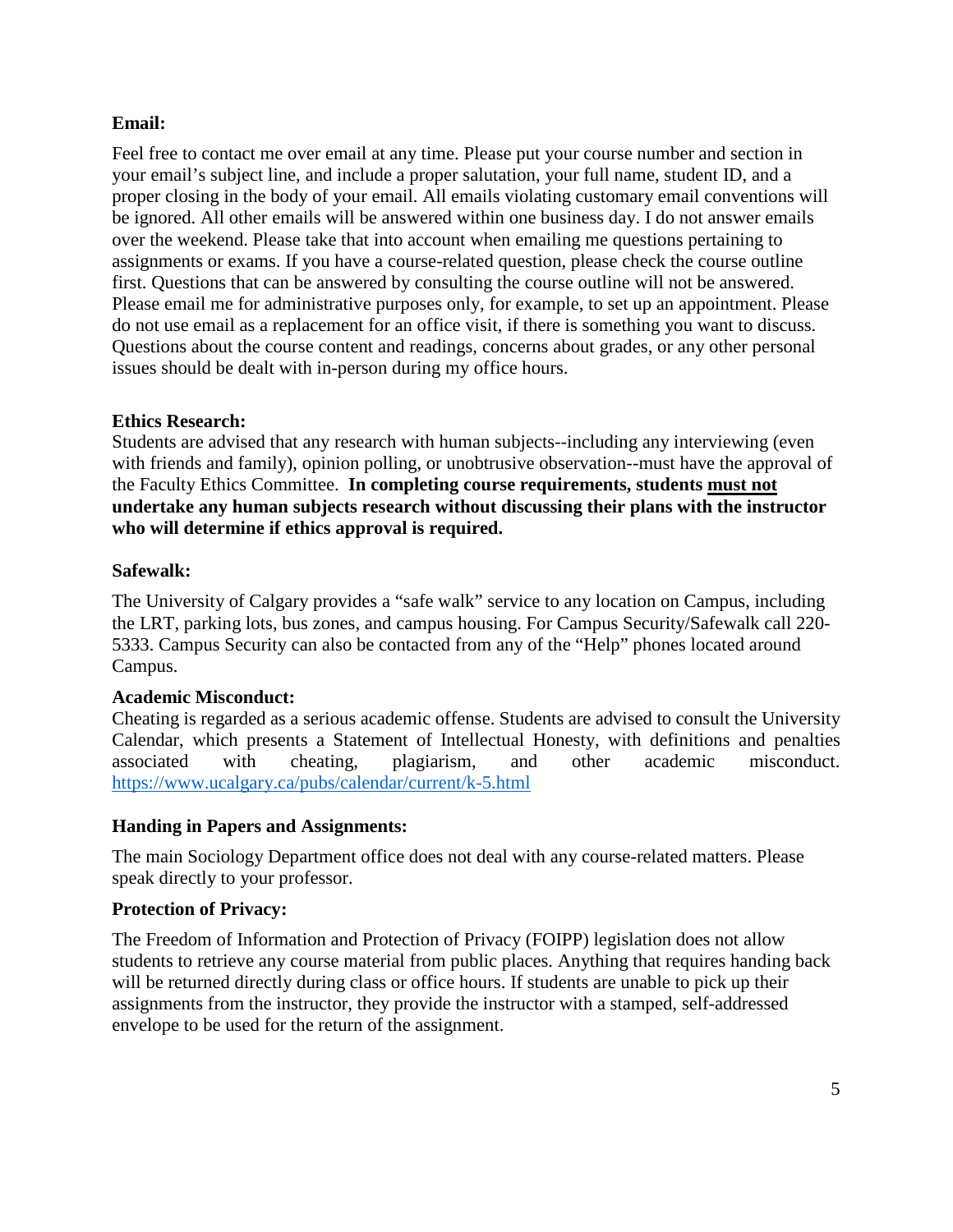**Email:**

Feel free to contact me over email at any time. Please put your course number and section in your email's subject line, and include a proper salutation, your full name, student ID, and a proper closing in the body of your email. All emails violating customary email conventions will be ignored. All other emails will be answered within one business day. I do not answer emails over the weekend. Please take that into account when emailing me questions pertaining to assignments or exams. If you have a course-related question, please check the course outline first. Questions that can be answered by consulting the course outline will not be answered. Please email me for administrative purposes only, for example, to set up an appointment. Please do not use email as a replacement for an office visit, if there is something you want to discuss. Questions about the course content and readings, concerns about grades, or any other personal issues should be dealt with in-person during my office hours.

**Ethics Research:**

Students are advised that any research with human subjects--including any interviewing (even with friends and family), opinion polling, or unobtrusive observation--must have the approval of the Faculty Ethics Committee. **In completing course requirements, students must not undertake any human subjects research without discussing their plans with the instructor who will determine if ethics approval is required.**

**Safewalk:**

The University of Calgary provides a "safe walk" service to any location on Campus, including the LRT, parking lots, bus zones, and campus housing. For Campus Security/Safewalk call 220-5333. Campus Security can also be contacted from any of the "Help" phones located around Campus.

**Academic Misconduct:**

Cheating is regarded as a serious academic offense. Students are advised to consult the University Calendar, which presents a Statement of Intellectual Honesty, with definitions and penalties associated with cheating, plagiarism, and other academic misconduct. https://www.ucalgary.ca/pubs/calendar/current/k-5.html

**Handing in Papers and Assignments:**

The main Sociology Department office does not deal with any course-related matters. Please speak directly to your professor.

**Protection of Privacy:**

The Freedom of Information and Protection of Privacy (FOIPP) legislation does not allow students to retrieve any course material from public places. Anything that requires handing back will be returned directly during class or office hours. If students are unable to pick up their assignments from the instructor, they provide the instructor with a stamped, self-addressed envelope to be used for the return of the assignment.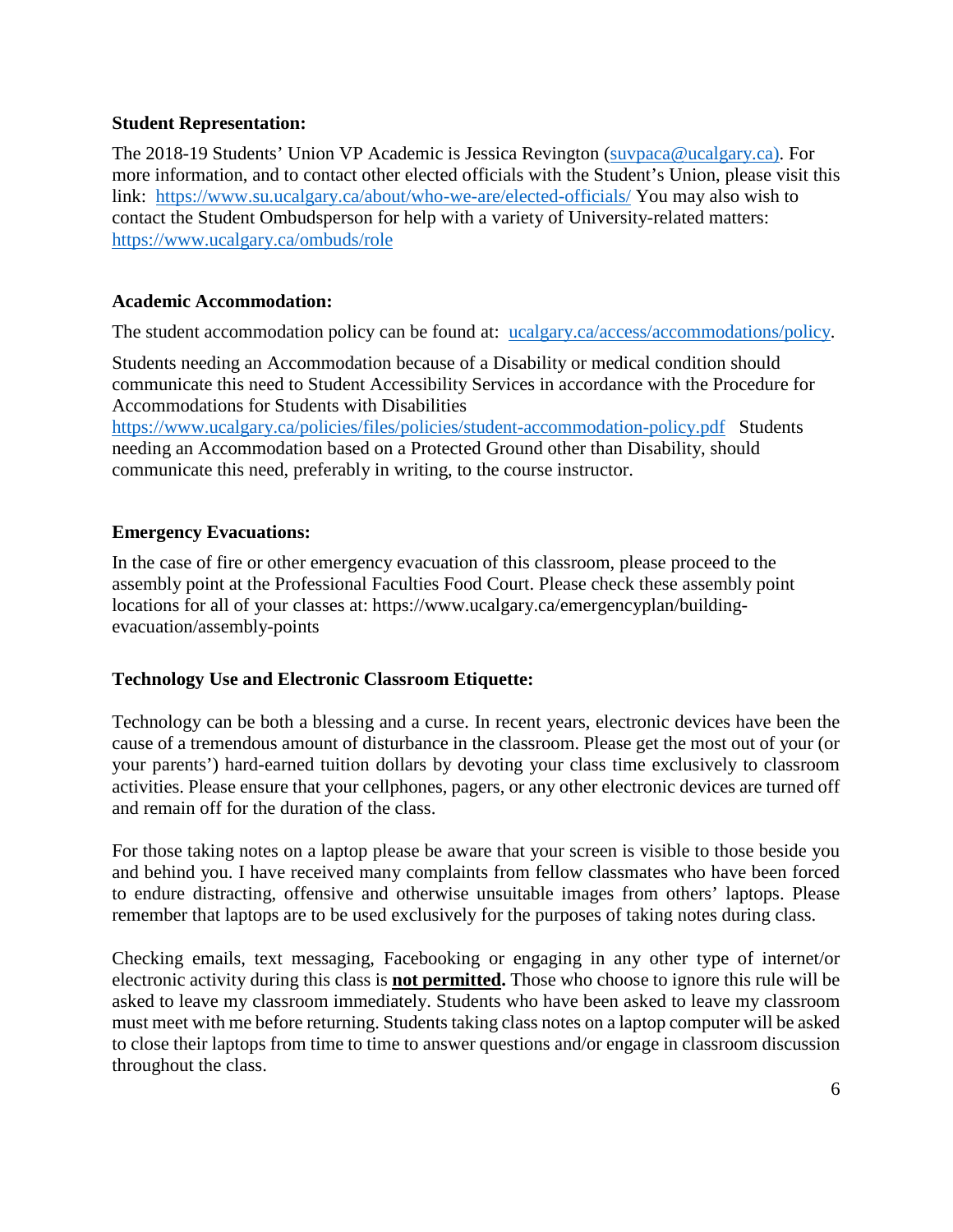**Student Representation:**

The 2018-19 Students' Union VP Academic is Jessica Revington (suvpaca@ucalgary.ca). For more information, and to contact other elected officials with the Student's Union, please visit this link: https://www.su.ucalgary.ca/about/who-we-are/elected-officials/ You may also wish to contact the Student Ombudsperson for help with a variety of University-related matters: https://www.ucalgary.ca/ombuds/role

**Academic Accommodation:**

The student accommodation policy can be found at: ucalgary.ca/access/accommodations/policy.

Students needing an Accommodation because of a Disability or medical condition should communicate this need to Student Accessibility Services in accordance with the Procedure for Accommodations for Students with Disabilities https://www.ucalgary.ca/policies/files/policies/student-accommodation-policy.pdf Students needing an Accommodation based on a Protected Ground other than Disability, should communicate this need, preferably in writing, to the course instructor.

**Emergency Evacuations:**

In the case of fire or other emergency evacuation of this classroom, please proceed to the assembly point at the Professional Faculties Food Court. Please check these assembly point locations for all of your classes at: https://www.ucalgary.ca/emergencyplan/building-evacuation/assembly-points

**Technology Use and Electronic Classroom Etiquette:**

Technology can be both a blessing and a curse. In recent years, electronic devices have been the cause of a tremendous amount of disturbance in the classroom. Please get the most out of your (or your parents') hard-earned tuition dollars by devoting your class time exclusively to classroom activities. Please ensure that your cellphones, pagers, or any other electronic devices are turned off and remain off for the duration of the class.

For those taking notes on a laptop please be aware that your screen is visible to those beside you and behind you. I have received many complaints from fellow classmates who have been forced to endure distracting, offensive and otherwise unsuitable images from others' laptops. Please remember that laptops are to be used exclusively for the purposes of taking notes during class.

Checking emails, text messaging, Facebooking or engaging in any other type of internet/or electronic activity during this class is **not permitted.** Those who choose to ignore this rule will be asked to leave my classroom immediately. Students who have been asked to leave my classroom must meet with me before returning. Students taking class notes on a laptop computer will be asked to close their laptops from time to time to answer questions and/or engage in classroom discussion throughout the class.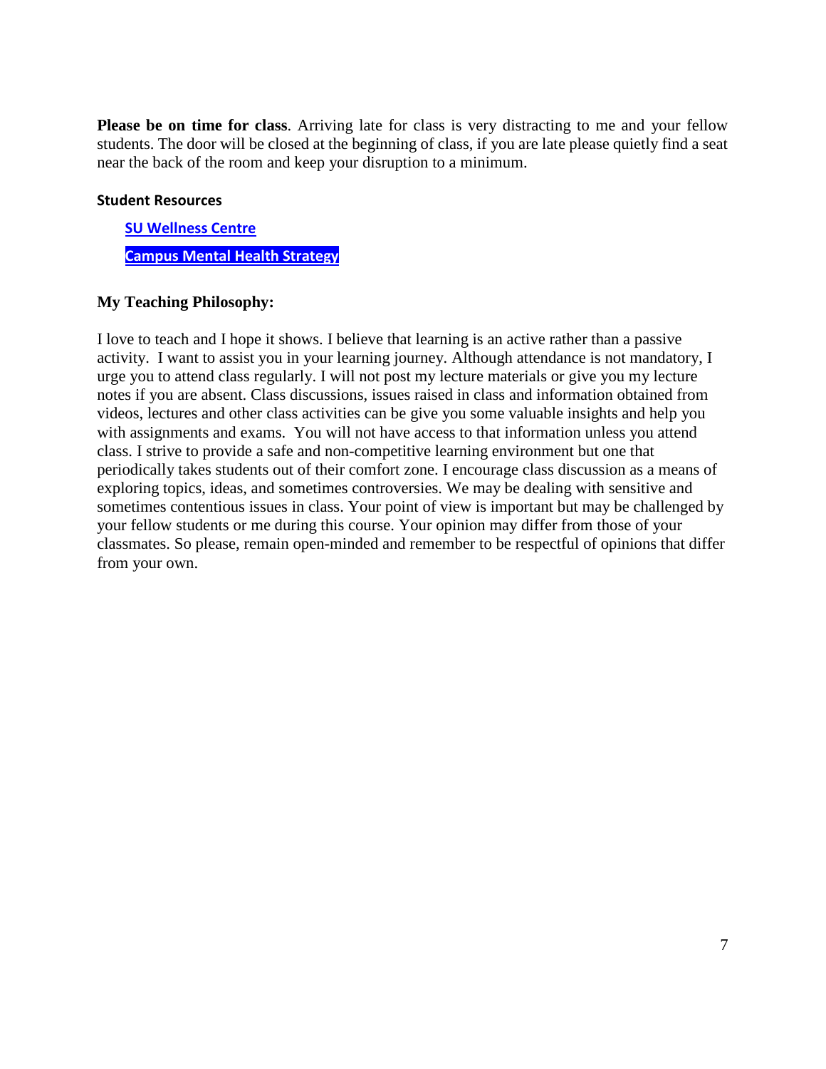**Please be on time for class**. Arriving late for class is very distracting to me and your fellow students. The door will be closed at the beginning of class, if you are late please quietly find a seat near the back of the room and keep your disruption to a minimum.

### Student Resources

**SU Wellness Centre**

**Campus Mental Health Strategy**

### My Teaching Philosophy:

I love to teach and I hope it shows. I believe that learning is an active rather than a passive activity. I want to assist you in your learning journey. Although attendance is not mandatory, I urge you to attend class regularly. I will not post my lecture materials or give you my lecture notes if you are absent. Class discussions, issues raised in class and information obtained from videos, lectures and other class activities can be give you some valuable insights and help you with assignments and exams. You will not have access to that information unless you attend class. I strive to provide a safe and non-competitive learning environment but one that periodically takes students out of their comfort zone. I encourage class discussion as a means of exploring topics, ideas, and sometimes controversies. We may be dealing with sensitive and sometimes contentious issues in class. Your point of view is important but may be challenged by your fellow students or me during this course. Your opinion may differ from those of your classmates. So please, remain open-minded and remember to be respectful of opinions that differ from your own.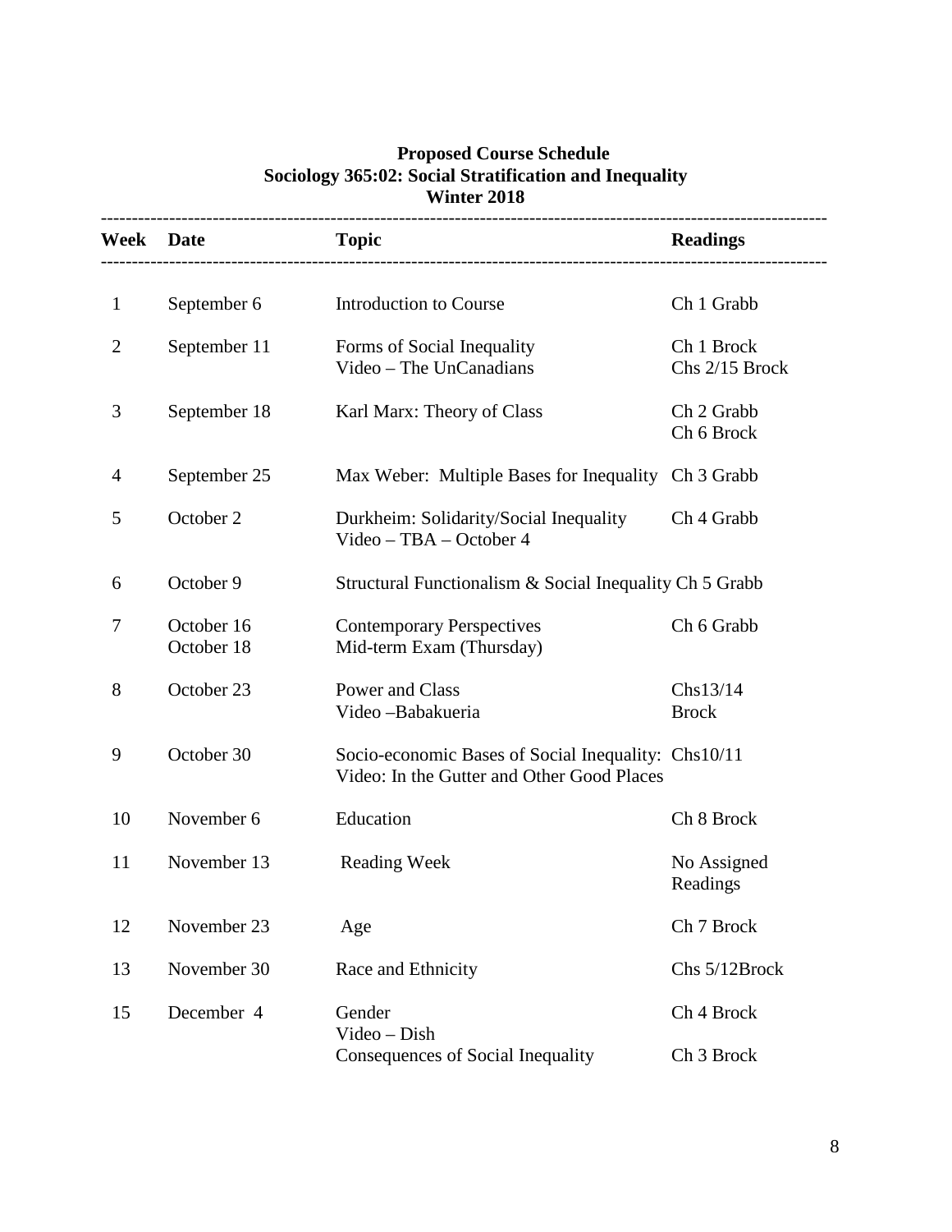**Proposed Course Schedule**
**Sociology 365:02: Social Stratification and Inequality**
**Winter 2018**

| Week | Date | Topic | Readings |
|---|---|---|---|
| 1 | September 6 | Introduction to Course | Ch 1 Grabb |
| 2 | September 11 | Forms of Social Inequality<br>Video – The UnCanadians | Ch 1 Brock<br>Chs 2/15 Brock |
| 3 | September 18 | Karl Marx: Theory of Class | Ch 2 Grabb<br>Ch 6 Brock |
| 4 | September 25 | Max Weber: Multiple Bases for Inequality | Ch 3 Grabb |
| 5 | October 2 | Durkheim: Solidarity/Social Inequality<br>Video – TBA – October 4 | Ch 4 Grabb |
| 6 | October 9 | Structural Functionalism & Social Inequality | Ch 5 Grabb |
| 7 | October 16<br>October 18 | Contemporary Perspectives<br>Mid-term Exam (Thursday) | Ch 6 Grabb |
| 8 | October 23 | Power and Class<br>Video –Babakueria | Chs13/14<br>Brock |
| 9 | October 30 | Socio-economic Bases of Social Inequality:<br>Video: In the Gutter and Other Good Places | Chs10/11 |
| 10 | November 6 | Education | Ch 8 Brock |
| 11 | November 13 | Reading Week | No Assigned Readings |
| 12 | November 23 | Age | Ch 7 Brock |
| 13 | November 30 | Race and Ethnicity | Chs 5/12Brock |
| 15 | December 4 | Gender<br>Video – Dish<br>Consequences of Social Inequality | Ch 4 Brock<br><br>Ch 3 Brock |